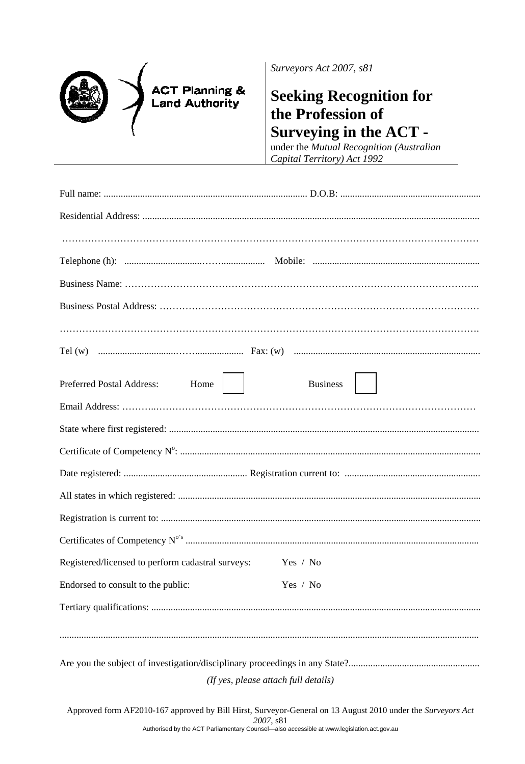ACT Planning & Land Authority

*Surveyors Act 2007, s81*

# Seeking Recognition for the Profession of Surveying in the ACT -

under the *Mutual Recognition (Australian Capital Territory) Act 1992*

Full name: .................................................................................... D.O.B: ..........................................................

Residential Address: ..........................................................................................................................................

…………………………………………………………………………………………………………………

Telephone (h): ................................……................... Mobile: .....................................................................

Business Name: ………………………………………………………………………………………………..

Business Postal Address: ………………………………………………………………………………………

…………………………………………………………………………………………………………………

Tel (w) ................................……..................... Fax: (w) .............................................................................

Preferred Postal Address: Home ☐ Business ☐

Email Address: ………..………………………………………………………………………………………

State where first registered: ...............................................................................................................................

Certificate of Competency N°: ...........................................................................................................................

Date registered: .................................................... Registration current to: ........................................................

All states in which registered: ............................................................................................................................

Registration is current to: ...................................................................................................................................

Certificates of Competency N°'s .........................................................................................................................

Registered/licensed to perform cadastral surveys: Yes / No

Endorsed to consult to the public: Yes / No

Tertiary qualifications: .......................................................................................................................................

.........................................................................................................................................................................

Are you the subject of investigation/disciplinary proceedings in any State?......................................................

*(If yes, please attach full details)*

Approved form AF2010-167 approved by Bill Hirst, Surveyor-General on 13 August 2010 under the *Surveyors Act 2007*, s81

Authorised by the ACT Parliamentary Counsel—also accessible at www.legislation.act.gov.au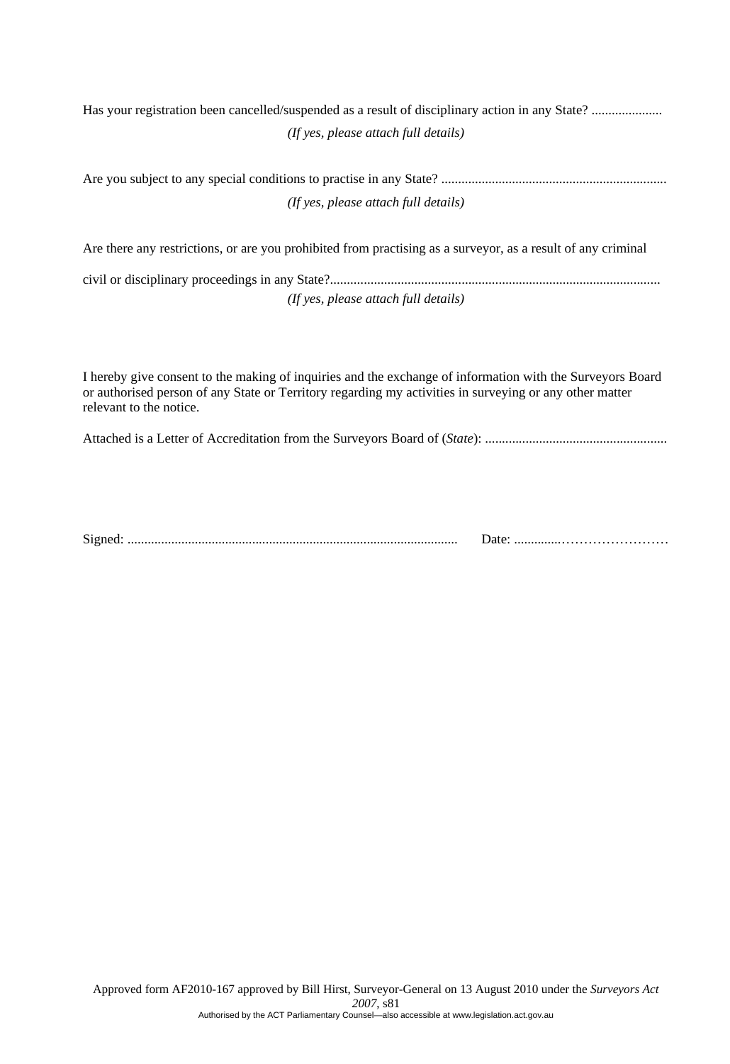Has your registration been cancelled/suspended as a result of disciplinary action in any State? .....................

*(If yes, please attach full details)*

Are you subject to any special conditions to practise in any State? ...................................................................

*(If yes, please attach full details)*

Are there any restrictions, or are you prohibited from practising as a surveyor, as a result of any criminal

civil or disciplinary proceedings in any State?.................................................................................................

*(If yes, please attach full details)*

I hereby give consent to the making of inquiries and the exchange of information with the Surveyors Board or authorised person of any State or Territory regarding my activities in surveying or any other matter relevant to the notice.

Attached is a Letter of Accreditation from the Surveyors Board of (*State*): ......................................................

Signed: .................................................................................................. Date: ..............……………………

Approved form AF2010-167 approved by Bill Hirst, Surveyor-General on 13 August 2010 under the *Surveyors Act 2007*, s81

Authorised by the ACT Parliamentary Counsel—also accessible at www.legislation.act.gov.au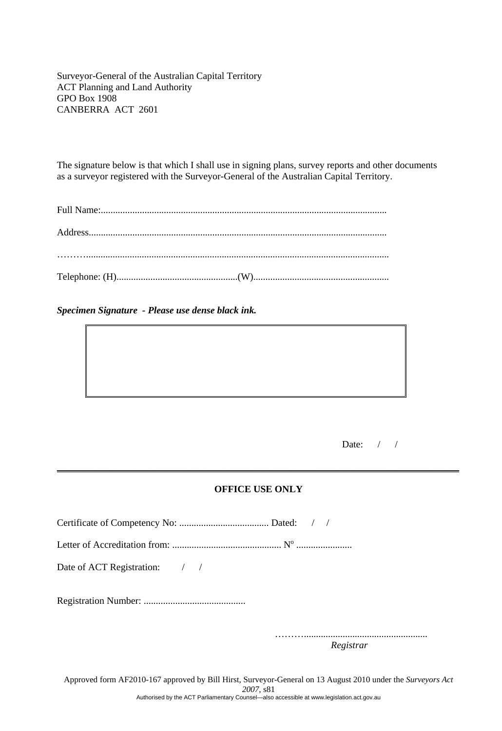Surveyor-General of the Australian Capital Territory
ACT Planning and Land Authority
GPO Box 1908
CANBERRA ACT 2601

The signature below is that which I shall use in signing plans, survey reports and other documents as a surveyor registered with the Surveyor-General of the Australian Capital Territory.

Full Name:....................................................................................................................

Address........................................................................................................................

………...........................................................................................................................

Telephone: (H)..................................................(W)........................................................

***Specimen Signature - Please use dense black ink.***

| |
|---|
| |

Date: / /

---

**OFFICE USE ONLY**

Certificate of Competency No: ..................................... Dated: / /

Letter of Accreditation from: ............................................ N[o] .......................

Date of ACT Registration: / /

Registration Number: ..........................................

………..................................................
*Registrar*

Approved form AF2010-167 approved by Bill Hirst, Surveyor-General on 13 August 2010 under the *Surveyors Act 2007*, s81
Authorised by the ACT Parliamentary Counsel—also accessible at www.legislation.act.gov.au